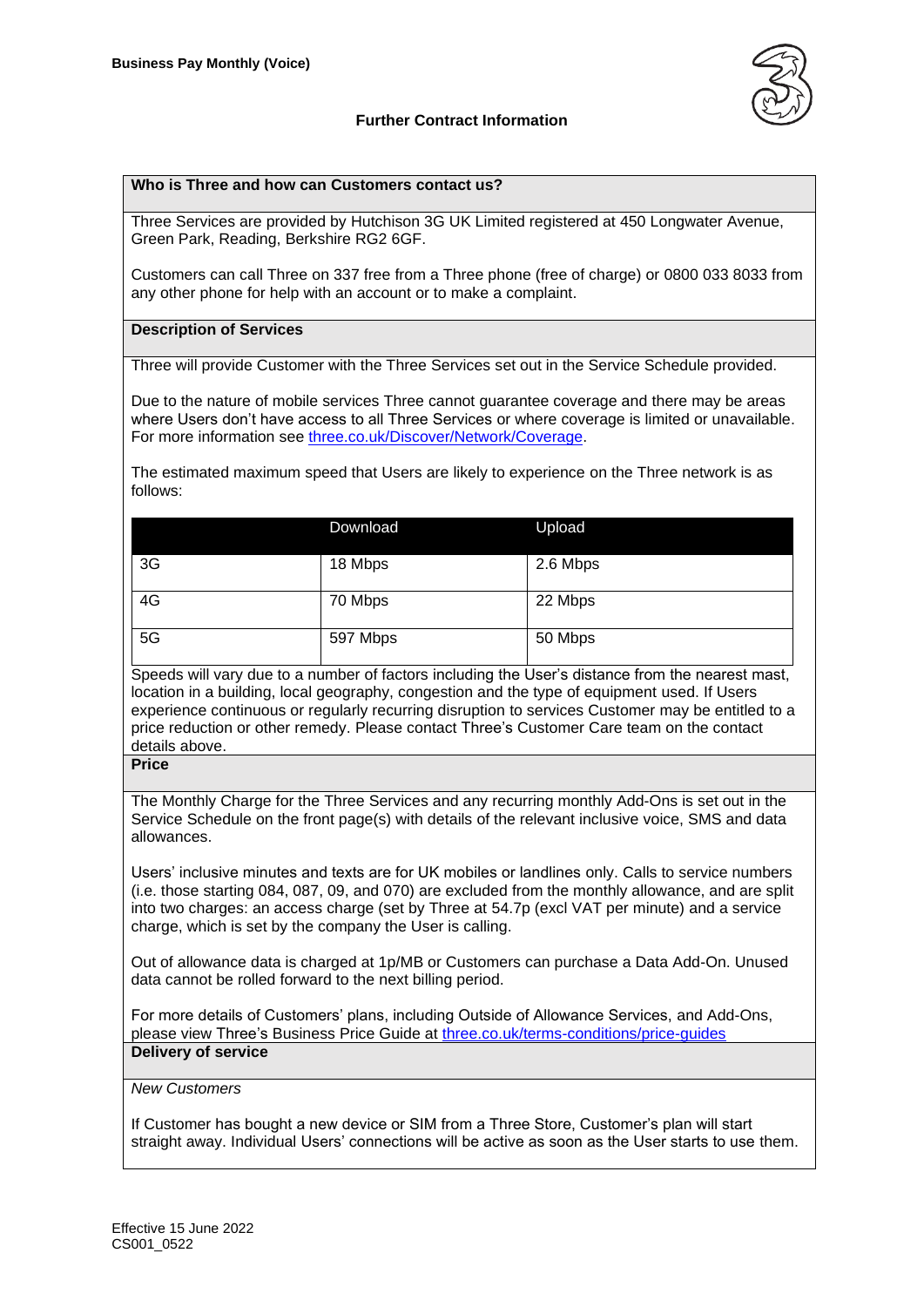**Business Pay Monthly (Voice)**

## Further Contract Information

### Who is Three and how can Customers contact us?

Three Services are provided by Hutchison 3G UK Limited registered at 450 Longwater Avenue, Green Park, Reading, Berkshire RG2 6GF.

Customers can call Three on 337 free from a Three phone (free of charge) or 0800 033 8033 from any other phone for help with an account or to make a complaint.

### Description of Services

Three will provide Customer with the Three Services set out in the Service Schedule provided.

Due to the nature of mobile services Three cannot guarantee coverage and there may be areas where Users don't have access to all Three Services or where coverage is limited or unavailable. For more information see [three.co.uk/Discover/Network/Coverage](three.co.uk/Discover/Network/Coverage).

The estimated maximum speed that Users are likely to experience on the Three network is as follows:

| | Download | Upload |
|---|---|---|
| 3G | 18 Mbps | 2.6 Mbps |
| 4G | 70 Mbps | 22 Mbps |
| 5G | 597 Mbps | 50 Mbps |

Speeds will vary due to a number of factors including the User's distance from the nearest mast, location in a building, local geography, congestion and the type of equipment used. If Users experience continuous or regularly recurring disruption to services Customer may be entitled to a price reduction or other remedy. Please contact Three's Customer Care team on the contact details above.

### Price

The Monthly Charge for the Three Services and any recurring monthly Add-Ons is set out in the Service Schedule on the front page(s) with details of the relevant inclusive voice, SMS and data allowances.

Users' inclusive minutes and texts are for UK mobiles or landlines only. Calls to service numbers (i.e. those starting 084, 087, 09, and 070) are excluded from the monthly allowance, and are split into two charges: an access charge (set by Three at 54.7p (excl VAT per minute) and a service charge, which is set by the company the User is calling.

Out of allowance data is charged at 1p/MB or Customers can purchase a Data Add-On. Unused data cannot be rolled forward to the next billing period.

For more details of Customers' plans, including Outside of Allowance Services, and Add-Ons, please view Three's Business Price Guide at [three.co.uk/terms-conditions/price-guides](three.co.uk/terms-conditions/price-guides)

### Delivery of service

*New Customers*

If Customer has bought a new device or SIM from a Three Store, Customer's plan will start straight away. Individual Users' connections will be active as soon as the User starts to use them.

Effective 15 June 2022
CS001_0522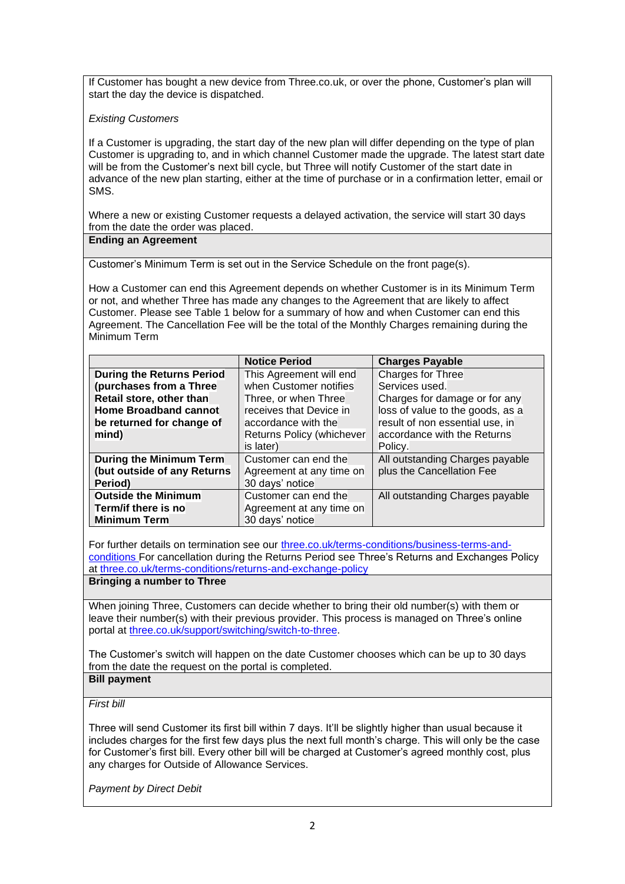If Customer has bought a new device from Three.co.uk, or over the phone, Customer's plan will start the day the device is dispatched.

*Existing Customers*

If a Customer is upgrading, the start day of the new plan will differ depending on the type of plan Customer is upgrading to, and in which channel Customer made the upgrade. The latest start date will be from the Customer's next bill cycle, but Three will notify Customer of the start date in advance of the new plan starting, either at the time of purchase or in a confirmation letter, email or SMS.

Where a new or existing Customer requests a delayed activation, the service will start 30 days from the date the order was placed.

**Ending an Agreement**

Customer's Minimum Term is set out in the Service Schedule on the front page(s).

How a Customer can end this Agreement depends on whether Customer is in its Minimum Term or not, and whether Three has made any changes to the Agreement that are likely to affect Customer. Please see Table 1 below for a summary of how and when Customer can end this Agreement. The Cancellation Fee will be the total of the Monthly Charges remaining during the Minimum Term

| | Notice Period | Charges Payable |
|---|---|---|
| **During the Returns Period (purchases from a Three Retail store, other than Home Broadband cannot be returned for change of mind)** | This Agreement will end when Customer notifies Three, or when Three receives that Device in accordance with the Returns Policy (whichever is later) | Charges for Three Services used. Charges for damage or for any loss of value to the goods, as a result of non essential use, in accordance with the Returns Policy. |
| **During the Minimum Term (but outside of any Returns Period)** | Customer can end the Agreement at any time on 30 days' notice | All outstanding Charges payable plus the Cancellation Fee |
| **Outside the Minimum Term/if there is no Minimum Term** | Customer can end the Agreement at any time on 30 days' notice | All outstanding Charges payable |

For further details on termination see our [three.co.uk/terms-conditions/business-terms-and-conditions](three.co.uk/terms-conditions/business-terms-and-conditions) For cancellation during the Returns Period see Three's Returns and Exchanges Policy at [three.co.uk/terms-conditions/returns-and-exchange-policy](three.co.uk/terms-conditions/returns-and-exchange-policy)

**Bringing a number to Three**

When joining Three, Customers can decide whether to bring their old number(s) with them or leave their number(s) with their previous provider. This process is managed on Three's online portal at [three.co.uk/support/switching/switch-to-three](three.co.uk/support/switching/switch-to-three).

The Customer's switch will happen on the date Customer chooses which can be up to 30 days from the date the request on the portal is completed.

**Bill payment**

*First bill*

Three will send Customer its first bill within 7 days. It'll be slightly higher than usual because it includes charges for the first few days plus the next full month's charge. This will only be the case for Customer's first bill. Every other bill will be charged at Customer's agreed monthly cost, plus any charges for Outside of Allowance Services.

*Payment by Direct Debit*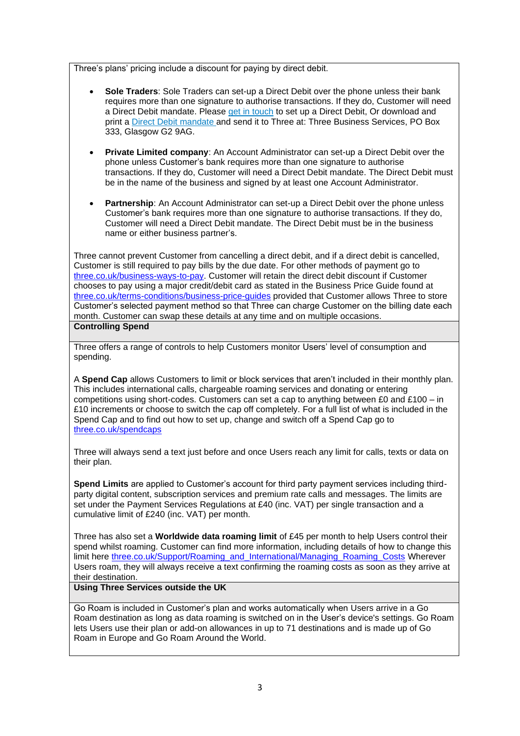Three's plans' pricing include a discount for paying by direct debit.

- **Sole Traders**: Sole Traders can set-up a Direct Debit over the phone unless their bank requires more than one signature to authorise transactions. If they do, Customer will need a Direct Debit mandate. Please get in touch to set up a Direct Debit, Or download and print a Direct Debit mandate and send it to Three at: Three Business Services, PO Box 333, Glasgow G2 9AG.
- **Private Limited company**: An Account Administrator can set-up a Direct Debit over the phone unless Customer's bank requires more than one signature to authorise transactions. If they do, Customer will need a Direct Debit mandate. The Direct Debit must be in the name of the business and signed by at least one Account Administrator.
- **Partnership**: An Account Administrator can set-up a Direct Debit over the phone unless Customer's bank requires more than one signature to authorise transactions. If they do, Customer will need a Direct Debit mandate. The Direct Debit must be in the business name or either business partner's.

Three cannot prevent Customer from cancelling a direct debit, and if a direct debit is cancelled, Customer is still required to pay bills by the due date. For other methods of payment go to three.co.uk/business-ways-to-pay. Customer will retain the direct debit discount if Customer chooses to pay using a major credit/debit card as stated in the Business Price Guide found at three.co.uk/terms-conditions/business-price-guides provided that Customer allows Three to store Customer's selected payment method so that Three can charge Customer on the billing date each month. Customer can swap these details at any time and on multiple occasions.

## Controlling Spend

Three offers a range of controls to help Customers monitor Users' level of consumption and spending.

A **Spend Cap** allows Customers to limit or block services that aren't included in their monthly plan. This includes international calls, chargeable roaming services and donating or entering competitions using short-codes. Customers can set a cap to anything between £0 and £100 – in £10 increments or choose to switch the cap off completely. For a full list of what is included in the Spend Cap and to find out how to set up, change and switch off a Spend Cap go to three.co.uk/spendcaps

Three will always send a text just before and once Users reach any limit for calls, texts or data on their plan.

**Spend Limits** are applied to Customer's account for third party payment services including third-party digital content, subscription services and premium rate calls and messages. The limits are set under the Payment Services Regulations at £40 (inc. VAT) per single transaction and a cumulative limit of £240 (inc. VAT) per month.

Three has also set a **Worldwide data roaming limit** of £45 per month to help Users control their spend whilst roaming. Customer can find more information, including details of how to change this limit here three.co.uk/Support/Roaming_and_International/Managing_Roaming_Costs Wherever Users roam, they will always receive a text confirming the roaming costs as soon as they arrive at their destination.

## Using Three Services outside the UK

Go Roam is included in Customer's plan and works automatically when Users arrive in a Go Roam destination as long as data roaming is switched on in the User's device's settings. Go Roam lets Users use their plan or add-on allowances in up to 71 destinations and is made up of Go Roam in Europe and Go Roam Around the World.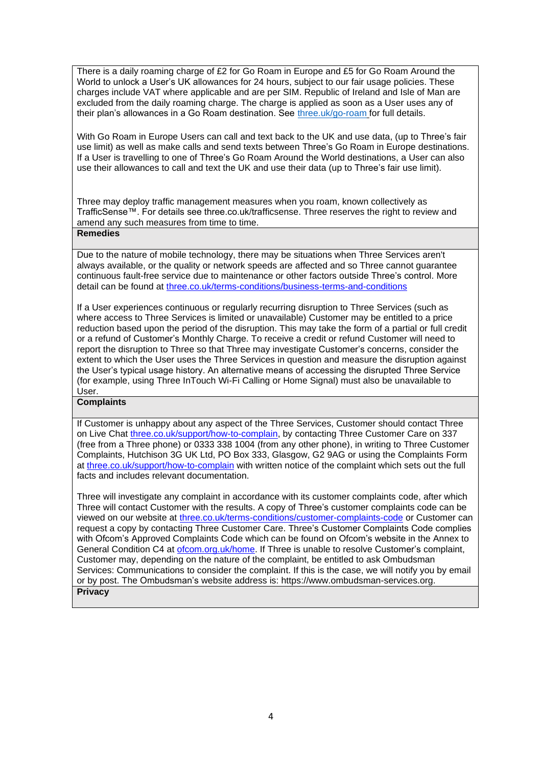There is a daily roaming charge of £2 for Go Roam in Europe and £5 for Go Roam Around the World to unlock a User's UK allowances for 24 hours, subject to our fair usage policies. These charges include VAT where applicable and are per SIM. Republic of Ireland and Isle of Man are excluded from the daily roaming charge. The charge is applied as soon as a User uses any of their plan's allowances in a Go Roam destination. See [three.uk/go-roam](three.uk/go-roam) for full details.

With Go Roam in Europe Users can call and text back to the UK and use data, (up to Three's fair use limit) as well as make calls and send texts between Three's Go Roam in Europe destinations. If a User is travelling to one of Three's Go Roam Around the World destinations, a User can also use their allowances to call and text the UK and use their data (up to Three's fair use limit).

Three may deploy traffic management measures when you roam, known collectively as TrafficSense™. For details see three.co.uk/trafficsense. Three reserves the right to review and amend any such measures from time to time.

## Remedies

Due to the nature of mobile technology, there may be situations when Three Services aren't always available, or the quality or network speeds are affected and so Three cannot guarantee continuous fault-free service due to maintenance or other factors outside Three's control. More detail can be found at [three.co.uk/terms-conditions/business-terms-and-conditions](three.co.uk/terms-conditions/business-terms-and-conditions)

If a User experiences continuous or regularly recurring disruption to Three Services (such as where access to Three Services is limited or unavailable) Customer may be entitled to a price reduction based upon the period of the disruption. This may take the form of a partial or full credit or a refund of Customer's Monthly Charge. To receive a credit or refund Customer will need to report the disruption to Three so that Three may investigate Customer's concerns, consider the extent to which the User uses the Three Services in question and measure the disruption against the User's typical usage history. An alternative means of accessing the disrupted Three Service (for example, using Three InTouch Wi-Fi Calling or Home Signal) must also be unavailable to User.

## Complaints

If Customer is unhappy about any aspect of the Three Services, Customer should contact Three on Live Chat [three.co.uk/support/how-to-complain](three.co.uk/support/how-to-complain), by contacting Three Customer Care on 337 (free from a Three phone) or 0333 338 1004 (from any other phone), in writing to Three Customer Complaints, Hutchison 3G UK Ltd, PO Box 333, Glasgow, G2 9AG or using the Complaints Form at [three.co.uk/support/how-to-complain](three.co.uk/support/how-to-complain) with written notice of the complaint which sets out the full facts and includes relevant documentation.

Three will investigate any complaint in accordance with its customer complaints code, after which Three will contact Customer with the results. A copy of Three's customer complaints code can be viewed on our website at [three.co.uk/terms-conditions/customer-complaints-code](three.co.uk/terms-conditions/customer-complaints-code) or Customer can request a copy by contacting Three Customer Care. Three's Customer Complaints Code complies with Ofcom's Approved Complaints Code which can be found on Ofcom's website in the Annex to General Condition C4 at [ofcom.org.uk/home](ofcom.org.uk/home). If Three is unable to resolve Customer's complaint, Customer may, depending on the nature of the complaint, be entitled to ask Ombudsman Services: Communications to consider the complaint. If this is the case, we will notify you by email or by post. The Ombudsman's website address is: https://www.ombudsman-services.org.

## Privacy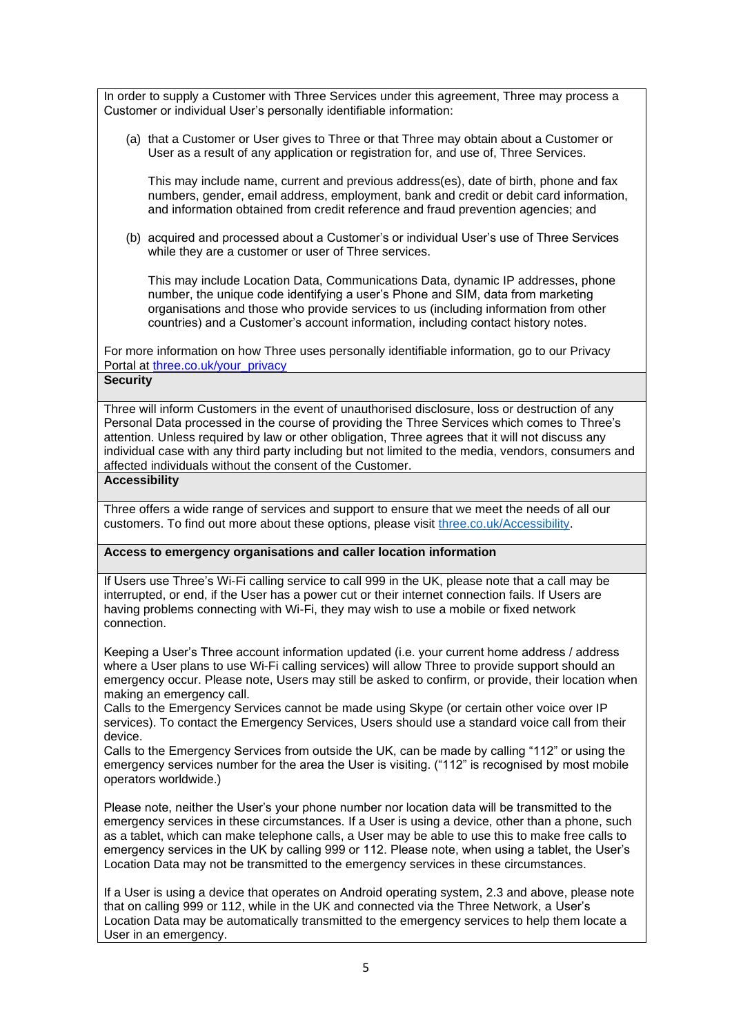In order to supply a Customer with Three Services under this agreement, Three may process a Customer or individual User's personally identifiable information:

(a) that a Customer or User gives to Three or that Three may obtain about a Customer or User as a result of any application or registration for, and use of, Three Services.

This may include name, current and previous address(es), date of birth, phone and fax numbers, gender, email address, employment, bank and credit or debit card information, and information obtained from credit reference and fraud prevention agencies; and

(b) acquired and processed about a Customer's or individual User's use of Three Services while they are a customer or user of Three services.

This may include Location Data, Communications Data, dynamic IP addresses, phone number, the unique code identifying a user's Phone and SIM, data from marketing organisations and those who provide services to us (including information from other countries) and a Customer's account information, including contact history notes.

For more information on how Three uses personally identifiable information, go to our Privacy Portal at [three.co.uk/your_privacy](three.co.uk/your_privacy)

**Security**

Three will inform Customers in the event of unauthorised disclosure, loss or destruction of any Personal Data processed in the course of providing the Three Services which comes to Three's attention. Unless required by law or other obligation, Three agrees that it will not discuss any individual case with any third party including but not limited to the media, vendors, consumers and affected individuals without the consent of the Customer.

**Accessibility**

Three offers a wide range of services and support to ensure that we meet the needs of all our customers. To find out more about these options, please visit [three.co.uk/Accessibility](three.co.uk/Accessibility).

**Access to emergency organisations and caller location information**

If Users use Three's Wi-Fi calling service to call 999 in the UK, please note that a call may be interrupted, or end, if the User has a power cut or their internet connection fails. If Users are having problems connecting with Wi-Fi, they may wish to use a mobile or fixed network connection.

Keeping a User's Three account information updated (i.e. your current home address / address where a User plans to use Wi-Fi calling services) will allow Three to provide support should an emergency occur. Please note, Users may still be asked to confirm, or provide, their location when making an emergency call.
Calls to the Emergency Services cannot be made using Skype (or certain other voice over IP services). To contact the Emergency Services, Users should use a standard voice call from their device.
Calls to the Emergency Services from outside the UK, can be made by calling "112" or using the emergency services number for the area the User is visiting. ("112" is recognised by most mobile operators worldwide.)

Please note, neither the User's your phone number nor location data will be transmitted to the emergency services in these circumstances. If a User is using a device, other than a phone, such as a tablet, which can make telephone calls, a User may be able to use this to make free calls to emergency services in the UK by calling 999 or 112. Please note, when using a tablet, the User's Location Data may not be transmitted to the emergency services in these circumstances.

If a User is using a device that operates on Android operating system, 2.3 and above, please note that on calling 999 or 112, while in the UK and connected via the Three Network, a User's Location Data may be automatically transmitted to the emergency services to help them locate a User in an emergency.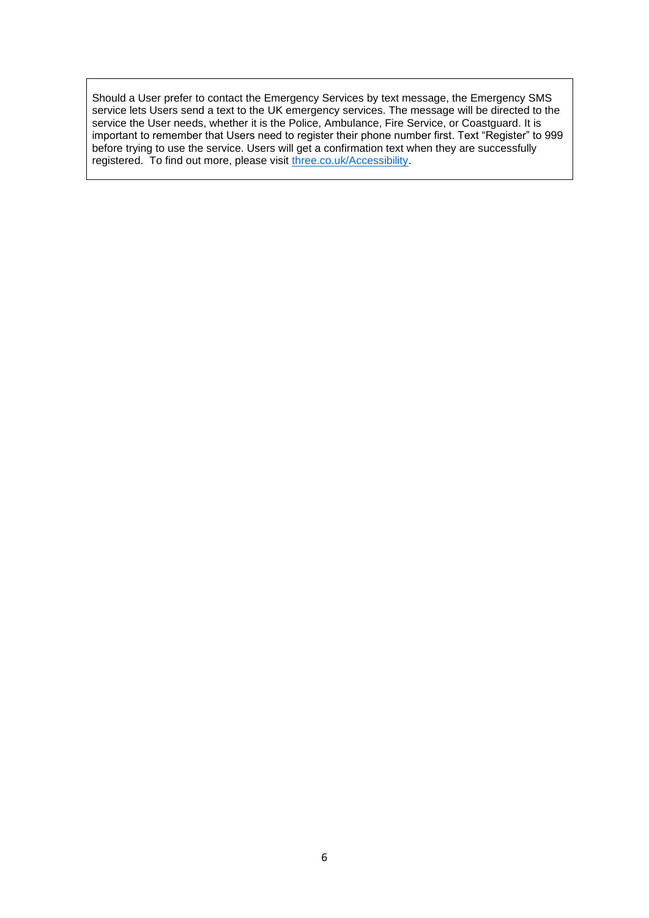Should a User prefer to contact the Emergency Services by text message, the Emergency SMS service lets Users send a text to the UK emergency services. The message will be directed to the service the User needs, whether it is the Police, Ambulance, Fire Service, or Coastguard. It is important to remember that Users need to register their phone number first. Text “Register” to 999 before trying to use the service. Users will get a confirmation text when they are successfully registered. To find out more, please visit [three.co.uk/Accessibility](three.co.uk/Accessibility).